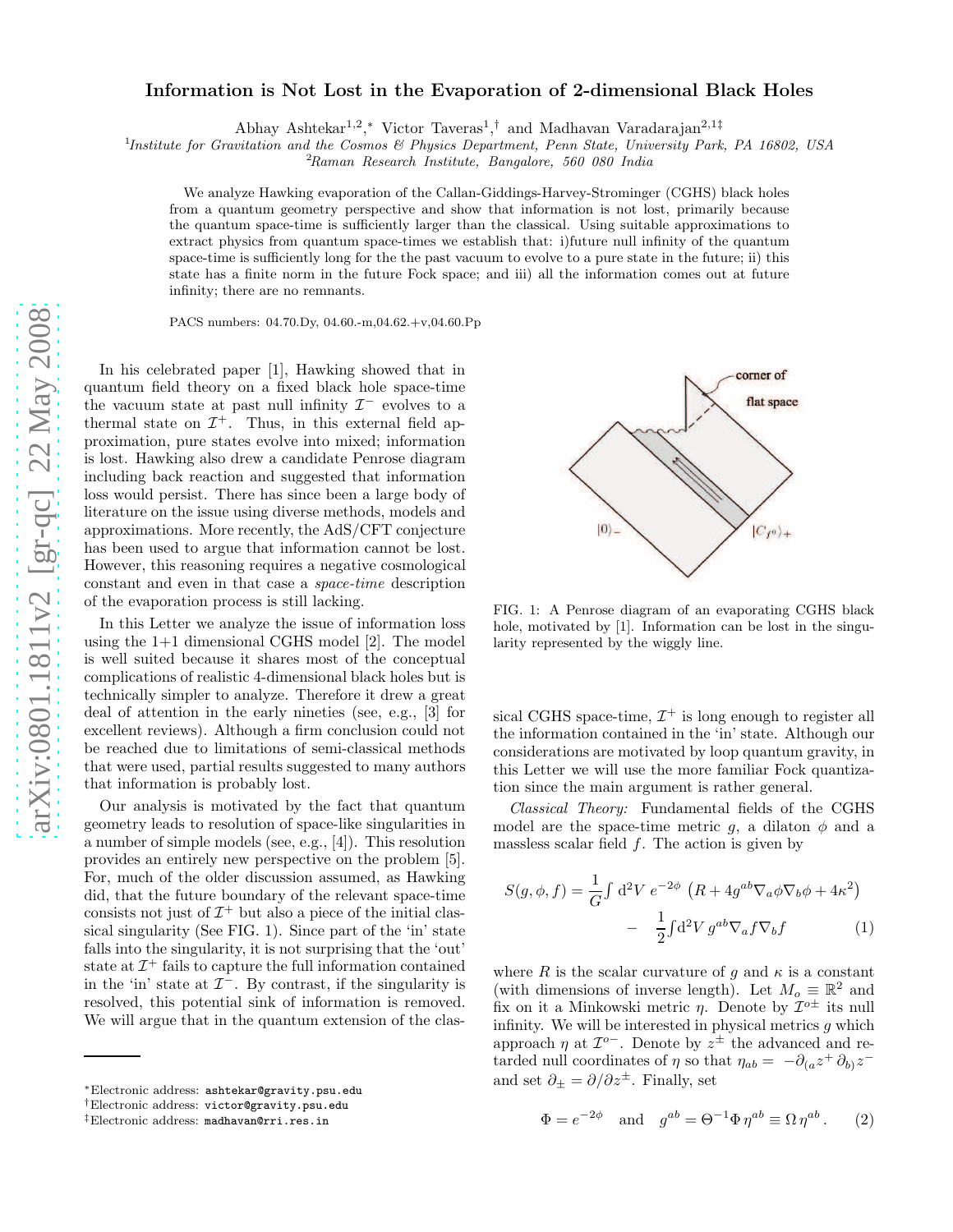# Information is Not Lost in the Evaporation of 2-dimensional Black Holes

Abhay Ashtekar[1,2,*], Victor Taveras[1,†] and Madhavan Varadarajan[2,1‡]

[1]Institute for Gravitation and the Cosmos & Physics Department, Penn State, University Park, PA 16802, USA

[2]Raman Research Institute, Bangalore, 560 080 India

We analyze Hawking evaporation of the Callan-Giddings-Harvey-Strominger (CGHS) black holes from a quantum geometry perspective and show that information is not lost, primarily because the quantum space-time is sufficiently larger than the classical. Using suitable approximations to extract physics from quantum space-times we establish that: i)future null infinity of the quantum space-time is sufficiently long for the the past vacuum to evolve to a pure state in the future; ii) this state has a finite norm in the future Fock space; and iii) all the information comes out at future infinity; there are no remnants.

PACS numbers: 04.70.Dy, 04.60.-m,04.62.+v,04.60.Pp

In his celebrated paper [1], Hawking showed that in quantum field theory on a fixed black hole space-time the vacuum state at past null infinity $\mathcal{I}^-$ evolves to a thermal state on $\mathcal{I}^+$. Thus, in this external field approximation, pure states evolve into mixed; information is lost. Hawking also drew a candidate Penrose diagram including back reaction and suggested that information loss would persist. There has since been a large body of literature on the issue using diverse methods, models and approximations. More recently, the AdS/CFT conjecture has been used to argue that information cannot be lost. However, this reasoning requires a negative cosmological constant and even in that case a *space-time* description of the evaporation process is still lacking.

In this Letter we analyze the issue of information loss using the 1+1 dimensional CGHS model [2]. The model is well suited because it shares most of the conceptual complications of realistic 4-dimensional black holes but is technically simpler to analyze. Therefore it drew a great deal of attention in the early nineties (see, e.g., [3] for excellent reviews). Although a firm conclusion could not be reached due to limitations of semi-classical methods that were used, partial results suggested to many authors that information is probably lost.

Our analysis is motivated by the fact that quantum geometry leads to resolution of space-like singularities in a number of simple models (see, e.g., [4]). This resolution provides an entirely new perspective on the problem [5]. For, much of the older discussion assumed, as Hawking did, that the future boundary of the relevant space-time consists not just of $\mathcal{I}^+$ but also a piece of the initial classical singularity (See FIG. 1). Since part of the 'in' state falls into the singularity, it is not surprising that the 'out' state at $\mathcal{I}^+$ fails to capture the full information contained in the 'in' state at $\mathcal{I}^-$. By contrast, if the singularity is resolved, this potential sink of information is removed. We will argue that in the quantum extension of the classical CGHS space-time, $\mathcal{I}^+$ is long enough to register all the information contained in the 'in' state. Although our considerations are motivated by loop quantum gravity, in this Letter we will use the more familiar Fock quantization since the main argument is rather general.

FIG. 1: A Penrose diagram of an evaporating CGHS black hole, motivated by [1]. Information can be lost in the singularity represented by the wiggly line.

*Classical Theory:* Fundamental fields of the CGHS model are the space-time metric $g$, a dilaton $\phi$ and a massless scalar field $f$. The action is given by

$$S(g,\phi,f) = \frac{1}{G}\int \mathrm{d}^2V\ e^{-2\phi}\ \left(R + 4g^{ab}\nabla_a\phi\nabla_b\phi + 4\kappa^2\right) - \frac{1}{2}\int \mathrm{d}^2V\ g^{ab}\nabla_a f\nabla_b f \qquad (1)$$

where $R$ is the scalar curvature of $g$ and $\kappa$ is a constant (with dimensions of inverse length). Let $M_o \equiv \mathbb{R}^2$ and fix on it a Minkowski metric $\eta$. Denote by $\mathcal{I}^{o\pm}$ its null infinity. We will be interested in physical metrics $g$ which approach $\eta$ at $\mathcal{I}^{o-}$. Denote by $z^\pm$ the advanced and retarded null coordinates of $\eta$ so that $\eta_{ab} = -\partial_{(a}z^+\,\partial_{b)}z^-$ and set $\partial_\pm = \partial/\partial z^\pm$. Finally, set

$$\Phi = e^{-2\phi} \quad \text{and} \quad g^{ab} = \Theta^{-1}\Phi\,\eta^{ab} \equiv \Omega\,\eta^{ab}\,. \qquad (2)$$

*Electronic address: ashtekar@gravity.psu.edu
†Electronic address: victor@gravity.psu.edu
‡Electronic address: madhavan@rri.res.in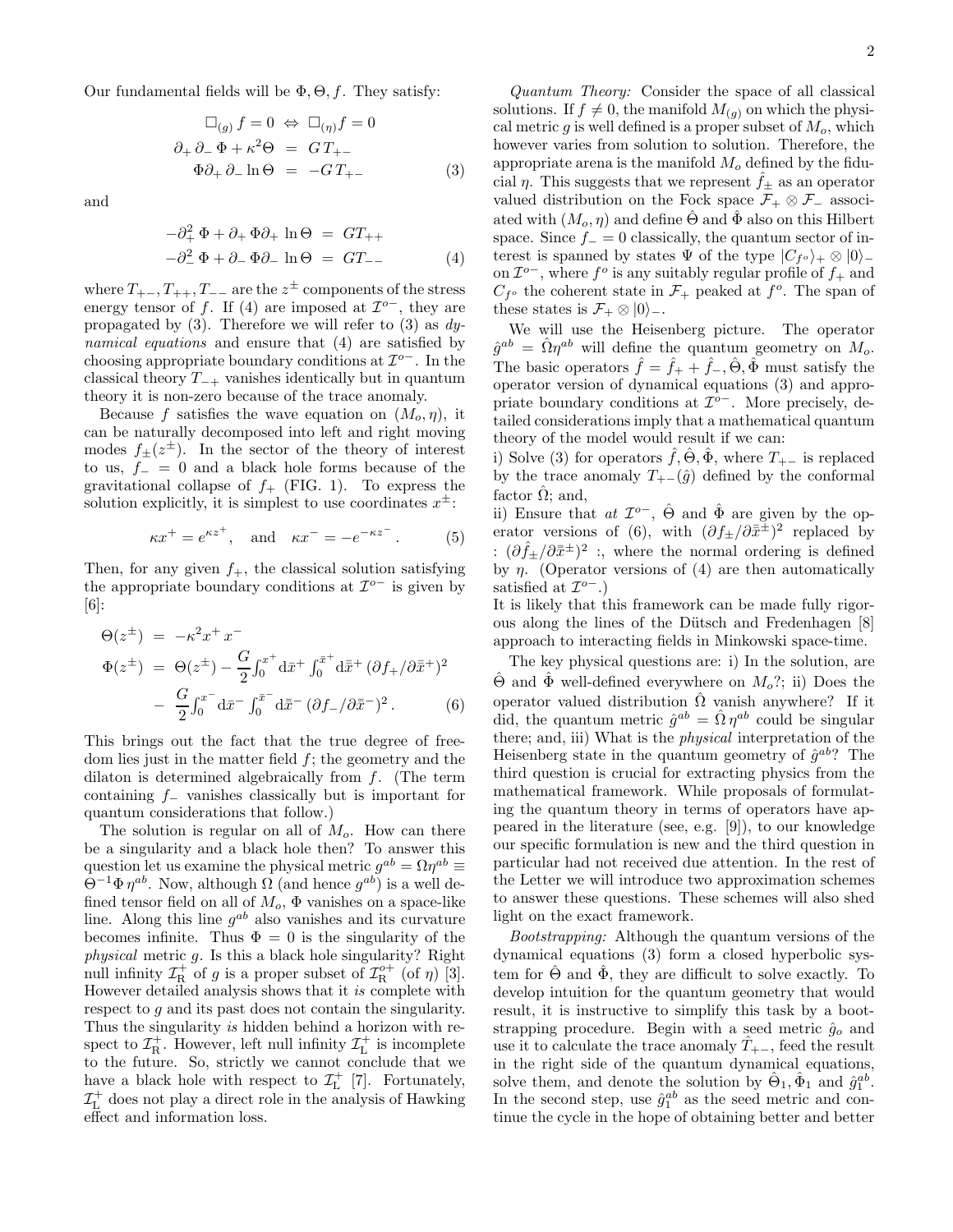Our fundamental fields will be $\Phi, \Theta, f$. They satisfy:

$$
\begin{aligned}
\Box_{(g)} f = 0 \;&\Leftrightarrow\; \Box_{(\eta)} f = 0 \\
\partial_+ \partial_- \Phi + \kappa^2 \Theta \;&=\; G\, T_{+-} \\
\Phi \partial_+ \partial_- \ln \Theta \;&=\; -G\, T_{+-}
\end{aligned}
\tag{3}
$$

and

$$
\begin{aligned}
-\partial_+^2 \Phi + \partial_+ \Phi \partial_+ \ln \Theta \;&=\; G T_{++} \\
-\partial_-^2 \Phi + \partial_- \Phi \partial_- \ln \Theta \;&=\; G T_{--}
\end{aligned}
\tag{4}
$$

where $T_{+-}, T_{++}, T_{--}$ are the $z^{\pm}$ components of the stress energy tensor of $f$. If (4) are imposed at $\mathcal{I}^{o-}$, they are propagated by (3). Therefore we will refer to (3) as *dynamical equations* and ensure that (4) are satisfied by choosing appropriate boundary conditions at $\mathcal{I}^{o-}$. In the classical theory $T_{-+}$ vanishes identically but in quantum theory it is non-zero because of the trace anomaly.

Because $f$ satisfies the wave equation on $(M_o, \eta)$, it can be naturally decomposed into left and right moving modes $f_{\pm}(z^{\pm})$. In the sector of the theory of interest to us, $f_- = 0$ and a black hole forms because of the gravitational collapse of $f_+$ (FIG. 1). To express the solution explicitly, it is simplest to use coordinates $x^{\pm}$:

$$
\kappa x^+ = e^{\kappa z^+}, \quad \text{and} \quad \kappa x^- = -e^{-\kappa z^-}\,. \tag{5}
$$

Then, for any given $f_+$, the classical solution satisfying the appropriate boundary conditions at $\mathcal{I}^{o-}$ is given by [6]:

$$
\begin{aligned}
\Theta(z^{\pm}) \;&=\; -\kappa^2 x^+ x^- \\
\Phi(z^{\pm}) \;&=\; \Theta(z^{\pm}) - \frac{G}{2}\int_0^{x^+} \mathrm{d}\bar{x}^+ \int_0^{\bar{x}^+} \mathrm{d}\bar{\bar{x}}^+ \,(\partial f_+/\partial \bar{\bar{x}}^+)^2 \\
&-\; \frac{G}{2}\int_0^{x^-} \mathrm{d}\bar{x}^- \int_0^{\bar{x}^-} \mathrm{d}\bar{\bar{x}}^- \,(\partial f_-/\partial \bar{\bar{x}}^-)^2\,.
\end{aligned}
\tag{6}
$$

This brings out the fact that the true degree of freedom lies just in the matter field $f$; the geometry and the dilaton is determined algebraically from $f$. (The term containing $f_-$ vanishes classically but is important for quantum considerations that follow.)

The solution is regular on all of $M_o$. How can there be a singularity and a black hole then? To answer this question let us examine the physical metric $g^{ab} = \Omega \eta^{ab} \equiv \Theta^{-1}\Phi\, \eta^{ab}$. Now, although $\Omega$ (and hence $g^{ab}$) is a well defined tensor field on all of $M_o$, $\Phi$ vanishes on a space-like line. Along this line $g^{ab}$ also vanishes and its curvature becomes infinite. Thus $\Phi = 0$ is the singularity of the *physical* metric $g$. Is this a black hole singularity? Right null infinity $\mathcal{I}_{\rm R}^+$ of $g$ is a proper subset of $\mathcal{I}_{\rm R}^{o+}$ (of $\eta$) [3]. However detailed analysis shows that it *is* complete with respect to $g$ and its past does not contain the singularity. Thus the singularity *is* hidden behind a horizon with respect to $\mathcal{I}_{\rm R}^+$. However, left null infinity $\mathcal{I}_{\rm L}^+$ is incomplete to the future. So, strictly we cannot conclude that we have a black hole with respect to $\mathcal{I}_{\rm L}^+$ [7]. Fortunately, $\mathcal{I}_{\rm L}^+$ does not play a direct role in the analysis of Hawking effect and information loss.

*Quantum Theory:* Consider the space of all classical solutions. If $f \neq 0$, the manifold $M_{(g)}$ on which the physical metric $g$ is well defined is a proper subset of $M_o$, which however varies from solution to solution. Therefore, the appropriate arena is the manifold $M_o$ defined by the fiducial $\eta$. This suggests that we represent $\hat{f}_{\pm}$ as an operator valued distribution on the Fock space $\mathcal{F}_+ \otimes \mathcal{F}_-$ associated with $(M_o, \eta)$ and define $\hat\Theta$ and $\hat\Phi$ also on this Hilbert space. Since $f_- = 0$ classically, the quantum sector of interest is spanned by states $\Psi$ of the type $|C_{f^o}\rangle_+ \otimes |0\rangle_-$ on $\mathcal{I}^{o-}$, where $f^o$ is any suitably regular profile of $f_+$ and $C_{f^o}$ the coherent state in $\mathcal{F}_+$ peaked at $f^o$. The span of these states is $\mathcal{F}_+ \otimes |0\rangle_-$.

We will use the Heisenberg picture. The operator $\hat{g}^{ab} = \hat\Omega \eta^{ab}$ will define the quantum geometry on $M_o$. The basic operators $\hat f = \hat f_+ + \hat f_-, \hat\Theta, \hat\Phi$ must satisfy the operator version of dynamical equations (3) and appropriate boundary conditions at $\mathcal{I}^{o-}$. More precisely, detailed considerations imply that a mathematical quantum theory of the model would result if we can:

i) Solve (3) for operators $\hat f, \hat \Theta, \hat\Phi$, where $T_{+-}$ is replaced by the trace anomaly $T_{+-}(\hat g)$ defined by the conformal factor $\hat\Omega$; and,

ii) Ensure that *at* $\mathcal{I}^{o-}$, $\hat\Theta$ and $\hat\Phi$ are given by the operator versions of (6), with $(\partial f_\pm/\partial \bar{\bar{x}}^{\pm})^2$ replaced by $:(\partial \hat f_\pm/\partial \bar{\bar{x}}^{\pm})^2:$, where the normal ordering is defined by $\eta$. (Operator versions of (4) are then automatically satisfied at $\mathcal{I}^{o-}$.)

It is likely that this framework can be made fully rigorous along the lines of the Dütsch and Fredenhagen [8] approach to interacting fields in Minkowski space-time.

The key physical questions are: i) In the solution, are $\hat\Theta$ and $\hat\Phi$ well-defined everywhere on $M_o$?; ii) Does the operator valued distribution $\hat\Omega$ vanish anywhere? If it did, the quantum metric $\hat g^{ab} = \hat\Omega\, \eta^{ab}$ could be singular there; and, iii) What is the *physical* interpretation of the Heisenberg state in the quantum geometry of $\hat g^{ab}$? The third question is crucial for extracting physics from the mathematical framework. While proposals of formulating the quantum theory in terms of operators have appeared in the literature (see, e.g. [9]), to our knowledge our specific formulation is new and the third question in particular had not received due attention. In the rest of the Letter we will introduce two approximation schemes to answer these questions. These schemes will also shed light on the exact framework.

*Bootstrapping:* Although the quantum versions of the dynamical equations (3) form a closed hyperbolic system for $\hat\Theta$ and $\hat\Phi$, they are difficult to solve exactly. To develop intuition for the quantum geometry that would result, it is instructive to simplify this task by a bootstrapping procedure. Begin with a seed metric $\hat g_o$ and use it to calculate the trace anomaly $\hat T_{+-}$, feed the result in the right side of the quantum dynamical equations, solve them, and denote the solution by $\hat\Theta_1, \hat\Phi_1$ and $\hat g_1^{ab}$. In the second step, use $\hat g_1^{ab}$ as the seed metric and continue the cycle in the hope of obtaining better and better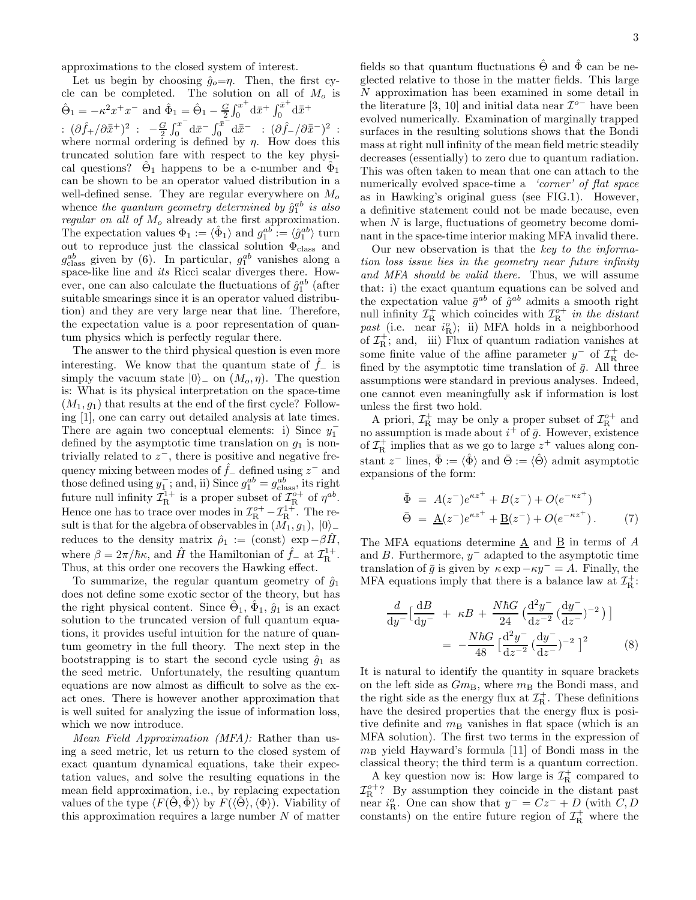approximations to the closed system of interest.

Let us begin by choosing $\hat{g}_o=\eta$. Then, the first cycle can be completed. The solution on all of $M_o$ is $\hat{\Theta}_1 = -\kappa^2 x^+ x^-$ and $\hat{\Phi}_1 = \hat{\Theta}_1 - \frac{G}{2}\int_0^{x^+} \mathrm{d}\bar{x}^+ \int_0^{\bar{x}^+} \mathrm{d}\bar{\bar{x}}^+$ $: (\partial \hat{f}_+/\partial \bar{\bar{x}}^+)^2 : \; -\frac{G}{2}\int_0^{x^-} \mathrm{d}\bar{x}^- \int_0^{\bar{x}^-} \mathrm{d}\bar{\bar{x}}^- \; : (\partial \hat{f}_-/\partial \bar{\bar{x}}^-)^2 :$ where normal ordering is defined by $\eta$. How does this truncated solution fare with respect to the key physical questions? $\hat{\Theta}_1$ happens to be a c-number and $\hat{\Phi}_1$ can be shown to be an operator valued distribution in a well-defined sense. They are regular everywhere on $M_o$ whence *the quantum geometry determined by $\hat{g}_1^{ab}$ is also regular on all of $M_o$* already at the first approximation. The expectation values $\Phi_1 := \langle \hat{\Phi}_1 \rangle$ and $g_1^{ab} := \langle \hat{g}_1^{ab} \rangle$ turn out to reproduce just the classical solution $\Phi_{\rm class}$ and $g^{ab}_{\rm class}$ given by (6). In particular, $g_1^{ab}$ vanishes along a space-like line and *its* Ricci scalar diverges there. However, one can also calculate the fluctuations of $\hat{g}_1^{ab}$ (after suitable smearings since it is an operator valued distribution) and they are very large near that line. Therefore, the expectation value is a poor representation of quantum physics which is perfectly regular there.

The answer to the third physical question is even more interesting. We know that the quantum state of $\hat{f}_-$ is simply the vacuum state $|0\rangle_-$ on $(M_o, \eta)$. The question is: What is its physical interpretation on the space-time $(M_1, g_1)$ that results at the end of the first cycle? Following [1], one can carry out detailed analysis at late times. There are again two conceptual elements: i) Since $y_1^-$ defined by the asymptotic time translation on $g_1$ is non-trivially related to $z^-$, there is positive and negative frequency mixing between modes of $\hat{f}_-$ defined using $z^-$ and those defined using $y_1^-$; and, ii) Since $g_1^{ab} = g^{ab}_{\rm class}$, its right future null infinity $\mathcal{I}_{\rm R}^{1+}$ is a proper subset of $\mathcal{I}_{\rm R}^{o+}$ of $\eta^{ab}$. Hence one has to trace over modes in $\mathcal{I}_{\rm R}^{o+} - \mathcal{I}_{\rm R}^{1+}$. The result is that for the algebra of observables in $(M_1, g_1)$, $|0\rangle_-$ reduces to the density matrix $\hat{\rho}_1 := ({\rm const})\, \exp -\beta \hat{H}$, where $\beta = 2\pi/\hbar\kappa$, and $\hat{H}$ the Hamiltonian of $\hat{f}_-$ at $\mathcal{I}_{\rm R}^{1+}$. Thus, at this order one recovers the Hawking effect.

To summarize, the regular quantum geometry of $\hat{g}_1$ does not define some exotic sector of the theory, but has the right physical content. Since $\hat{\Theta}_1$, $\hat{\Phi}_1$, $\hat{g}_1$ is an exact solution to the truncated version of full quantum equations, it provides useful intuition for the nature of quantum geometry in the full theory. The next step in the bootstrapping is to start the second cycle using $\hat{g}_1$ as the seed metric. Unfortunately, the resulting quantum equations are now almost as difficult to solve as the exact ones. There is however another approximation that is well suited for analyzing the issue of information loss, which we now introduce.

*Mean Field Approximation (MFA):* Rather than using a seed metric, let us return to the closed system of exact quantum dynamical equations, take their expectation values, and solve the resulting equations in the mean field approximation, i.e., by replacing expectation values of the type $\langle F(\hat{\Theta}, \hat{\Phi})\rangle$ by $F(\langle \hat{\Theta}\rangle, \langle \Phi \rangle)$. Viability of this approximation requires a large number $N$ of matter fields so that quantum fluctuations $\hat{\Theta}$ and $\hat{\Phi}$ can be neglected relative to those in the matter fields. This large $N$ approximation has been examined in some detail in the literature [3, 10] and initial data near $\mathcal{I}^{o-}$ have been evolved numerically. Examination of marginally trapped surfaces in the resulting solutions shows that the Bondi mass at right null infinity of the mean field metric steadily decreases (essentially) to zero due to quantum radiation. This was often taken to mean that one can attach to the numerically evolved space-time a *'corner' of flat space* as in Hawking's original guess (see FIG.1). However, a definitive statement could not be made because, even when $N$ is large, fluctuations of geometry become dominant in the space-time interior making MFA invalid there.

Our new observation is that the *key to the information loss issue lies in the geometry near future infinity and MFA should be valid there.* Thus, we will assume that: i) the exact quantum equations can be solved and the expectation value $\bar{g}^{ab}$ of $\hat{g}^{ab}$ admits a smooth right null infinity $\mathcal{I}_{\rm R}^+$ which coincides with $\mathcal{I}_{\rm R}^{o+}$ *in the distant past* (i.e. near $i_{\rm R}^o$); ii) MFA holds in a neighborhood of $\mathcal{I}_{\rm R}^+$; and, iii) Flux of quantum radiation vanishes at some finite value of the affine parameter $y^-$ of $\mathcal{I}_{\rm R}^+$ defined by the asymptotic time translation of $\bar{g}$. All three assumptions were standard in previous analyses. Indeed, one cannot even meaningfully ask if information is lost unless the first two hold.

A priori, $\mathcal{I}_{\rm R}^+$ may be only a proper subset of $\mathcal{I}_{\rm R}^{o+}$ and no assumption is made about $i^+$ of $\bar{g}$. However, existence of $\mathcal{I}_{\rm R}^+$ implies that as we go to large $z^+$ values along constant $z^-$ lines, $\bar{\Phi} := \langle \hat{\Phi} \rangle$ and $\bar{\Theta} := \langle \hat{\Theta} \rangle$ admit asymptotic expansions of the form:

$$
\begin{aligned}
\bar{\Phi} &= A(z^-) e^{\kappa z^+} + B(z^-) + O(e^{-\kappa z^+}) \\
\bar{\Theta} &= \underline{A}(z^-) e^{\kappa z^+} + \underline{B}(z^-) + O(e^{-\kappa z^+})\,. 
\end{aligned}
\tag{7}
$$

The MFA equations determine $\underline{A}$ and $\underline{B}$ in terms of $A$ and $B$. Furthermore, $y^-$ adapted to the asymptotic time translation of $\bar{g}$ is given by $\kappa \exp -\kappa y^- = A$. Finally, the MFA equations imply that there is a balance law at $\mathcal{I}_{\rm R}^+$:

$$
\frac{d}{\mathrm{d}y^-}\Big[\frac{\mathrm{d}B}{\mathrm{d}y^-} \;+\; \kappa B \;+\; \frac{N\hbar G}{24}\,\big(\frac{\mathrm{d}^2 y^-}{\mathrm{d}z^{-2}}\,(\frac{\mathrm{d}y^-}{\mathrm{d}z^-})^{-2}\big)\Big] = -\frac{N\hbar G}{48}\,\Big[\frac{\mathrm{d}^2 y^-}{\mathrm{d}z^{-2}}\,(\frac{\mathrm{d}y^-}{\mathrm{d}z^-})^{-2}\,\Big]^2 \tag{8}
$$

It is natural to identify the quantity in square brackets on the left side as $G m_{\rm B}$, where $m_{\rm B}$ the Bondi mass, and the right side as the energy flux at $\mathcal{I}_{\rm R}^+$. These definitions have the desired properties that the energy flux is positive definite and $m_{\rm B}$ vanishes in flat space (which is an MFA solution). The first two terms in the expression of $m_{\rm B}$ yield Hayward's formula [11] of Bondi mass in the classical theory; the third term is a quantum correction.

A key question now is: How large is $\mathcal{I}_{\rm R}^+$ compared to $\mathcal{I}_{\rm R}^{o+}$? By assumption they coincide in the distant past near $i_{\rm R}^o$. One can show that $y^- = Cz^- + D$ (with $C, D$ constants) on the entire future region of $\mathcal{I}_{\rm R}^+$ where the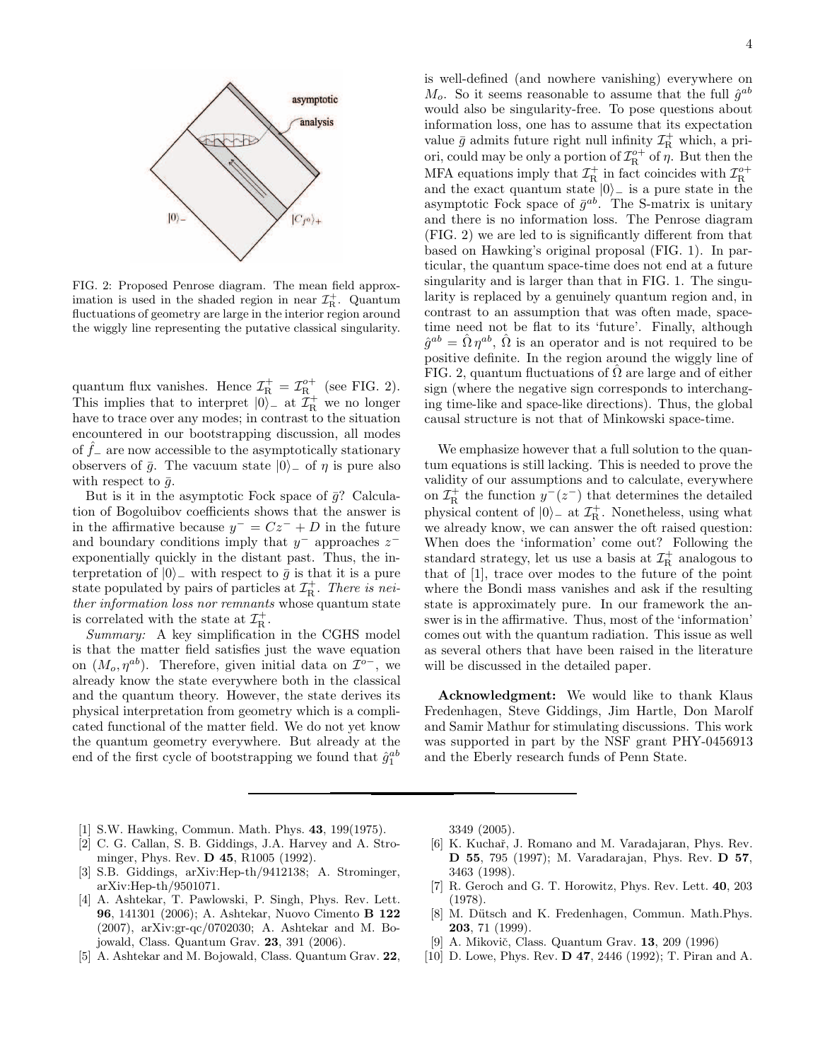FIG. 2: Proposed Penrose diagram. The mean field approximation is used in the shaded region in near $\mathcal{I}^+_{\rm R}$. Quantum fluctuations of geometry are large in the interior region around the wiggly line representing the putative classical singularity.

quantum flux vanishes. Hence $\mathcal{I}^+_{\rm R} = \mathcal{I}^{o+}_{\rm R}$ (see FIG. 2). This implies that to interpret $|0\rangle_-$ at $\mathcal{I}^+_{\rm R}$ we no longer have to trace over any modes; in contrast to the situation encountered in our bootstrapping discussion, all modes of $\hat{f}_-$ are now accessible to the asymptotically stationary observers of $\bar{g}$. The vacuum state $|0\rangle_-$ of $\eta$ is pure also with respect to $\bar{g}$.

But is it in the asymptotic Fock space of $\bar{g}$? Calculation of Bogoluibov coefficients shows that the answer is in the affirmative because $y^- = Cz^- + D$ in the future and boundary conditions imply that $y^-$ approaches $z^-$ exponentially quickly in the distant past. Thus, the interpretation of $|0\rangle_-$ with respect to $\bar{g}$ is that it is a pure state populated by pairs of particles at $\mathcal{I}^+_{\rm R}$. *There is neither information loss nor remnants* whose quantum state is correlated with the state at $\mathcal{I}^+_{\rm R}$.

*Summary:* A key simplification in the CGHS model is that the matter field satisfies just the wave equation on $(M_o, \eta^{ab})$. Therefore, given initial data on $\mathcal{I}^{o-}$, we already know the state everywhere both in the classical and the quantum theory. However, the state derives its physical interpretation from geometry which is a complicated functional of the matter field. We do not yet know the quantum geometry everywhere. But already at the end of the first cycle of bootstrapping we found that $\hat{g}^{ab}_1$ is well-defined (and nowhere vanishing) everywhere on $M_o$. So it seems reasonable to assume that the full $\hat{g}^{ab}$ would also be singularity-free. To pose questions about information loss, one has to assume that its expectation value $\bar{g}$ admits future right null infinity $\mathcal{I}^+_{\rm R}$ which, a priori, could may be only a portion of $\mathcal{I}^{o+}_{\rm R}$ of $\eta$. But then the MFA equations imply that $\mathcal{I}^+_{\rm R}$ in fact coincides with $\mathcal{I}^{o+}_{\rm R}$ and the exact quantum state $|0\rangle_-$ is a pure state in the asymptotic Fock space of $\bar{g}^{ab}$. The S-matrix is unitary and there is no information loss. The Penrose diagram (FIG. 2) we are led to is significantly different from that based on Hawking's original proposal (FIG. 1). In particular, the quantum space-time does not end at a future singularity and is larger than that in FIG. 1. The singularity is replaced by a genuinely quantum region and, in contrast to an assumption that was often made, space-time need not be flat to its 'future'. Finally, although $\hat{g}^{ab} = \hat{\Omega}\,\eta^{ab}$, $\hat{\Omega}$ is an operator and is not required to be positive definite. In the region around the wiggly line of FIG. 2, quantum fluctuations of $\hat{\Omega}$ are large and of either sign (where the negative sign corresponds to interchanging time-like and space-like directions). Thus, the global causal structure is not that of Minkowski space-time.

We emphasize however that a full solution to the quantum equations is still lacking. This is needed to prove the validity of our assumptions and to calculate, everywhere on $\mathcal{I}^+_{\rm R}$ the function $y^-(z^-)$ that determines the detailed physical content of $|0\rangle_-$ at $\mathcal{I}^+_{\rm R}$. Nonetheless, using what we already know, we can answer the oft raised question: When does the 'information' come out? Following the standard strategy, let us use a basis at $\mathcal{I}^+_{\rm R}$ analogous to that of [1], trace over modes to the future of the point where the Bondi mass vanishes and ask if the resulting state is approximately pure. In our framework the answer is in the affirmative. Thus, most of the 'information' comes out with the quantum radiation. This issue as well as several others that have been raised in the literature will be discussed in the detailed paper.

**Acknowledgment:** We would like to thank Klaus Fredenhagen, Steve Giddings, Jim Hartle, Don Marolf and Samir Mathur for stimulating discussions. This work was supported in part by the NSF grant PHY-0456913 and the Eberly research funds of Penn State.

---

[1] S.W. Hawking, Commun. Math. Phys. **43**, 199(1975).

[2] C. G. Callan, S. B. Giddings, J.A. Harvey and A. Strominger, Phys. Rev. **D 45**, R1005 (1992).

[3] S.B. Giddings, arXiv:Hep-th/9412138; A. Strominger, arXiv:Hep-th/9501071.

[4] A. Ashtekar, T. Pawlowski, P. Singh, Phys. Rev. Lett. **96**, 141301 (2006); A. Ashtekar, Nuovo Cimento **B 122** (2007), arXiv:gr-qc/0702030; A. Ashtekar and M. Bojowald, Class. Quantum Grav. **23**, 391 (2006).

[5] A. Ashtekar and M. Bojowald, Class. Quantum Grav. **22**, 3349 (2005).

[6] K. Kuchař, J. Romano and M. Varadajaran, Phys. Rev. **D 55**, 795 (1997); M. Varadarajan, Phys. Rev. **D 57**, 3463 (1998).

[7] R. Geroch and G. T. Horowitz, Phys. Rev. Lett. **40**, 203 (1978).

[8] M. Dütsch and K. Fredenhagen, Commun. Math.Phys. **203**, 71 (1999).

[9] A. Mikovič, Class. Quantum Grav. **13**, 209 (1996)

[10] D. Lowe, Phys. Rev. **D 47**, 2446 (1992); T. Piran and A.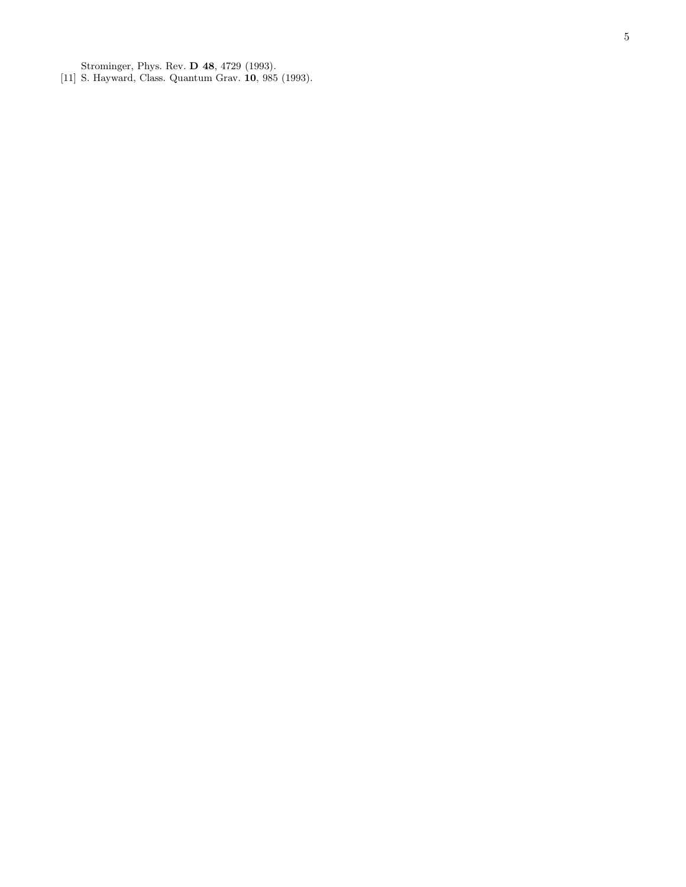Strominger, Phys. Rev. **D 48**, 4729 (1993).

[11] S. Hayward, Class. Quantum Grav. **10**, 985 (1993).